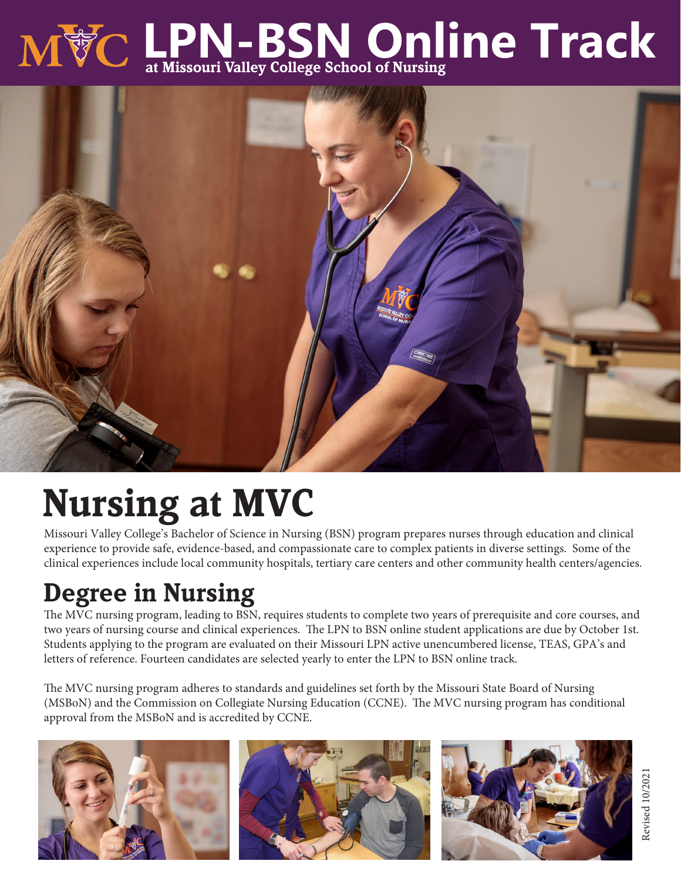# LPN-BSN Online Track

**at Missouri Valley College School of Nursing**

# Nursing at MVC

Missouri Valley College's Bachelor of Science in Nursing (BSN) program prepares nurses through education and clinical experience to provide safe, evidence-based, and compassionate care to complex patients in diverse settings. Some of the clinical experiences include local community hospitals, tertiary care centers and other community health centers/agencies.

## Degree in Nursing

The MVC nursing program, leading to BSN, requires students to complete two years of prerequisite and core courses, and two years of nursing course and clinical experiences. The LPN to BSN online student applications are due by October 1st. Students applying to the program are evaluated on their Missouri LPN active unencumbered license, TEAS, GPA's and letters of reference. Fourteen candidates are selected yearly to enter the LPN to BSN online track.

The MVC nursing program adheres to standards and guidelines set forth by the Missouri State Board of Nursing (MSBoN) and the Commission on Collegiate Nursing Education (CCNE). The MVC nursing program has conditional approval from the MSBoN and is accredited by CCNE.

Revised 10/2021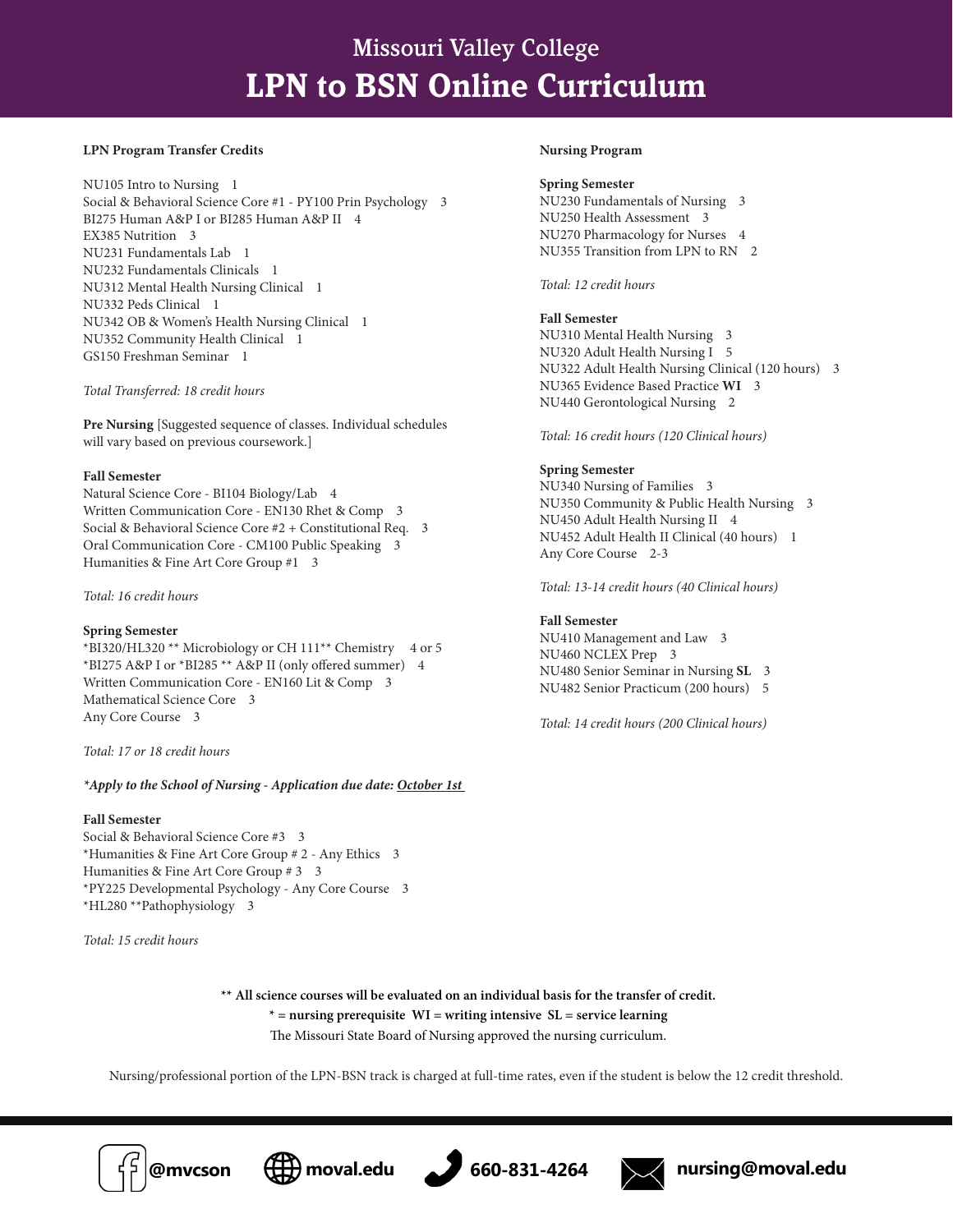# Missouri Valley College
# LPN to BSN Online Curriculum

**LPN Program Transfer Credits**

NU105 Intro to Nursing 1
Social & Behavioral Science Core #1 - PY100 Prin Psychology 3
BI275 Human A&P I or BI285 Human A&P II 4
EX385 Nutrition 3
NU231 Fundamentals Lab 1
NU232 Fundamentals Clinicals 1
NU312 Mental Health Nursing Clinical 1
NU332 Peds Clinical 1
NU342 OB & Women's Health Nursing Clinical 1
NU352 Community Health Clinical 1
GS150 Freshman Seminar 1

*Total Transferred: 18 credit hours*

**Pre Nursing** [Suggested sequence of classes. Individual schedules will vary based on previous coursework.]

**Fall Semester**
Natural Science Core - BI104 Biology/Lab 4
Written Communication Core - EN130 Rhet & Comp 3
Social & Behavioral Science Core #2 + Constitutional Req. 3
Oral Communication Core - CM100 Public Speaking 3
Humanities & Fine Art Core Group #1 3

*Total: 16 credit hours*

**Spring Semester**
*BI320/HL320 ** Microbiology or CH 111** Chemistry 4 or 5
*BI275 A&P I or *BI285 ** A&P II (only offered summer) 4
Written Communication Core - EN160 Lit & Comp 3
Mathematical Science Core 3
Any Core Course 3

*Total: 17 or 18 credit hours*

***Apply to the School of Nursing - Application due date: October 1st***

**Fall Semester**
Social & Behavioral Science Core #3 3
*Humanities & Fine Art Core Group # 2 - Any Ethics 3
Humanities & Fine Art Core Group # 3 3
*PY225 Developmental Psychology - Any Core Course 3
*HL280 **Pathophysiology 3

*Total: 15 credit hours*

**Nursing Program**

**Spring Semester**
NU230 Fundamentals of Nursing 3
NU250 Health Assessment 3
NU270 Pharmacology for Nurses 4
NU355 Transition from LPN to RN 2

*Total: 12 credit hours*

**Fall Semester**
NU310 Mental Health Nursing 3
NU320 Adult Health Nursing I 5
NU322 Adult Health Nursing Clinical (120 hours) 3
NU365 Evidence Based Practice **WI** 3
NU440 Gerontological Nursing 2

*Total: 16 credit hours (120 Clinical hours)*

**Spring Semester**
NU340 Nursing of Families 3
NU350 Community & Public Health Nursing 3
NU450 Adult Health Nursing II 4
NU452 Adult Health II Clinical (40 hours) 1
Any Core Course 2-3

*Total: 13-14 credit hours (40 Clinical hours)*

**Fall Semester**
NU410 Management and Law 3
NU460 NCLEX Prep 3
NU480 Senior Seminar in Nursing **SL** 3
NU482 Senior Practicum (200 hours) 5

*Total: 14 credit hours (200 Clinical hours)*

**** All science courses will be evaluated on an individual basis for the transfer of credit.**
*** = nursing prerequisite WI = writing intensive SL = service learning**
The Missouri State Board of Nursing approved the nursing curriculum.

Nursing/professional portion of the LPN-BSN track is charged at full-time rates, even if the student is below the 12 credit threshold.

@mvcson moval.edu 660-831-4264 nursing@moval.edu